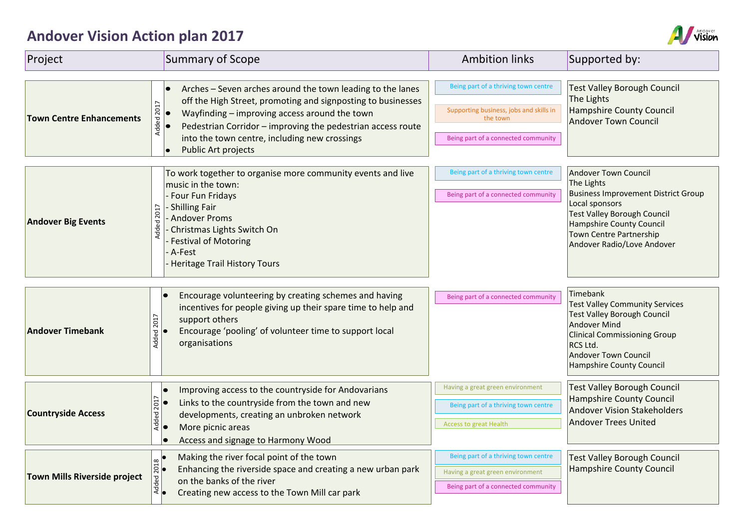# Andover Vision Action plan 2017

| Project | | Summary of Scope | Ambition links | Supported by: |
|---|---|---|---|---|
| **Town Centre Enhancements** | Added 2017 | • Arches – Seven arches around the town leading to the lanes off the High Street, promoting and signposting to businesses<br>• Wayfinding – improving access around the town<br>• Pedestrian Corridor – improving the pedestrian access route into the town centre, including new crossings<br>• Public Art projects | Being part of a thriving town centre<br>Supporting business, jobs and skills in the town<br>Being part of a connected community | Test Valley Borough Council<br>The Lights<br>Hampshire County Council<br>Andover Town Council |
| **Andover Big Events** | Added 2017 | To work together to organise more community events and live music in the town:<br>- Four Fun Fridays<br>- Shilling Fair<br>- Andover Proms<br>- Christmas Lights Switch On<br>- Festival of Motoring<br>- A-Fest<br>- Heritage Trail History Tours | Being part of a thriving town centre<br>Being part of a connected community | Andover Town Council<br>The Lights<br>Business Improvement District Group<br>Local sponsors<br>Test Valley Borough Council<br>Hampshire County Council<br>Town Centre Partnership<br>Andover Radio/Love Andover |
| **Andover Timebank** | Added 2017 | • Encourage volunteering by creating schemes and having incentives for people giving up their spare time to help and support others<br>• Encourage 'pooling' of volunteer time to support local organisations | Being part of a connected community | Timebank<br>Test Valley Community Services<br>Test Valley Borough Council<br>Andover Mind<br>Clinical Commissioning Group<br>RCS Ltd.<br>Andover Town Council<br>Hampshire County Council |
| **Countryside Access** | Added 2017 | • Improving access to the countryside for Andovarians<br>• Links to the countryside from the town and new developments, creating an unbroken network<br>• More picnic areas<br>• Access and signage to Harmony Wood | Having a great green environment<br>Being part of a thriving town centre<br>Access to great Health | Test Valley Borough Council<br>Hampshire County Council<br>Andover Vision Stakeholders<br>Andover Trees United |
| **Town Mills Riverside project** | Added 2018 | • Making the river focal point of the town<br>• Enhancing the riverside space and creating a new urban park on the banks of the river<br>• Creating new access to the Town Mill car park | Being part of a thriving town centre<br>Having a great green environment<br>Being part of a connected community | Test Valley Borough Council<br>Hampshire County Council |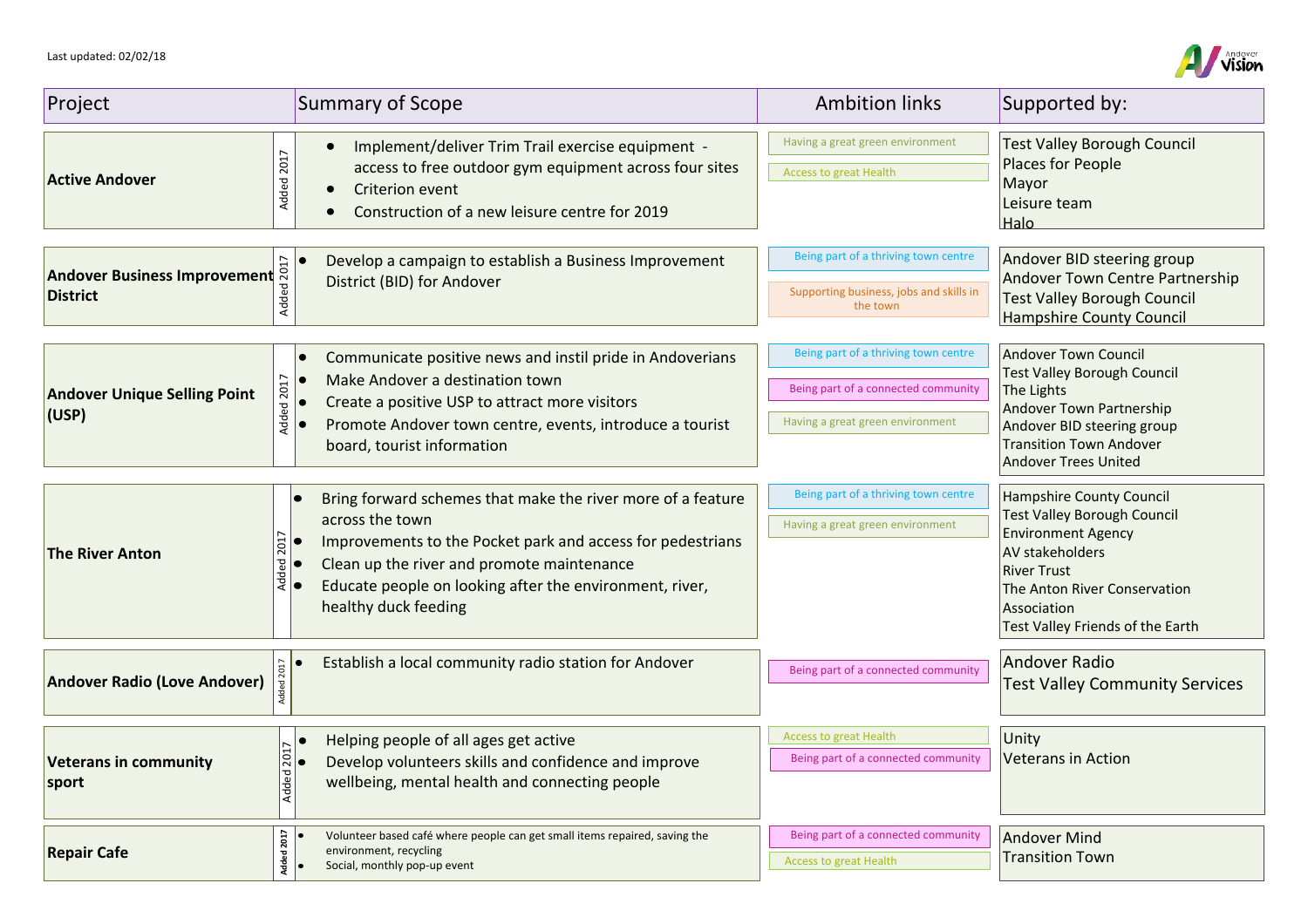Last updated: 02/02/18

| Project | | Summary of Scope | Ambition links | Supported by: |
|---|---|---|---|---|
| **Active Andover** | Added 2017 | • Implement/deliver Trim Trail exercise equipment - access to free outdoor gym equipment across four sites<br>• Criterion event<br>• Construction of a new leisure centre for 2019 | Having a great green environment<br>Access to great Health | Test Valley Borough Council<br>Places for People<br>Mayor<br>Leisure team<br>Halo |
| **Andover Business Improvement District** | Added 2017 | • Develop a campaign to establish a Business Improvement District (BID) for Andover | Being part of a thriving town centre<br>Supporting business, jobs and skills in the town | Andover BID steering group<br>Andover Town Centre Partnership<br>Test Valley Borough Council<br>Hampshire County Council |
| **Andover Unique Selling Point (USP)** | Added 2017 | • Communicate positive news and instil pride in Andoverians<br>• Make Andover a destination town<br>• Create a positive USP to attract more visitors<br>• Promote Andover town centre, events, introduce a tourist board, tourist information | Being part of a thriving town centre<br>Being part of a connected community<br>Having a great green environment | Andover Town Council<br>Test Valley Borough Council<br>The Lights<br>Andover Town Partnership<br>Andover BID steering group<br>Transition Town Andover<br>Andover Trees United |
| **The River Anton** | Added 2017 | • Bring forward schemes that make the river more of a feature across the town<br>• Improvements to the Pocket park and access for pedestrians<br>• Clean up the river and promote maintenance<br>• Educate people on looking after the environment, river, healthy duck feeding | Being part of a thriving town centre<br>Having a great green environment | Hampshire County Council<br>Test Valley Borough Council<br>Environment Agency<br>AV stakeholders<br>River Trust<br>The Anton River Conservation Association<br>Test Valley Friends of the Earth |
| **Andover Radio (Love Andover)** | Added 2017 | • Establish a local community radio station for Andover | Being part of a connected community | Andover Radio<br>Test Valley Community Services |
| **Veterans in community sport** | Added 2017 | • Helping people of all ages get active<br>• Develop volunteers skills and confidence and improve wellbeing, mental health and connecting people | Access to great Health<br>Being part of a connected community | Unity<br>Veterans in Action |
| **Repair Cafe** | Added 2017 | • Volunteer based café where people can get small items repaired, saving the environment, recycling<br>• Social, monthly pop-up event | Being part of a connected community<br>Access to great Health | Andover Mind<br>Transition Town |